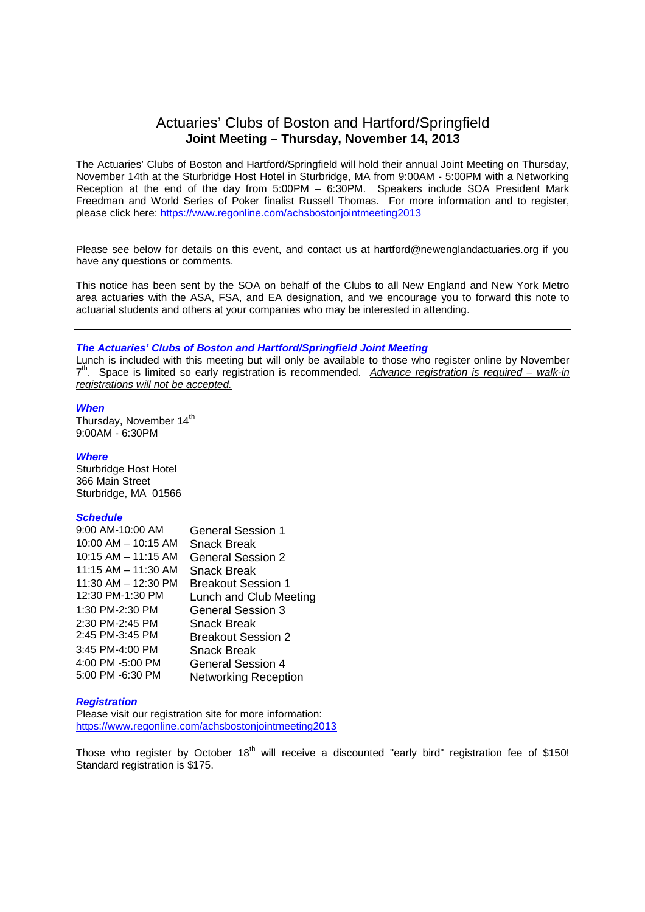# Actuaries' Clubs of Boston and Hartford/Springfield

## Joint Meeting – Thursday, November 14, 2013

The Actuaries' Clubs of Boston and Hartford/Springfield will hold their annual Joint Meeting on Thursday, November 14th at the Sturbridge Host Hotel in Sturbridge, MA from 9:00AM - 5:00PM with a Networking Reception at the end of the day from 5:00PM – 6:30PM. Speakers include SOA President Mark Freedman and World Series of Poker finalist Russell Thomas. For more information and to register, please click here: https://www.regonline.com/achsbostonjointmeeting2013

Please see below for details on this event, and contact us at hartford@newenglandactuaries.org if you have any questions or comments.

This notice has been sent by the SOA on behalf of the Clubs to all New England and New York Metro area actuaries with the ASA, FSA, and EA designation, and we encourage you to forward this note to actuarial students and others at your companies who may be interested in attending.

---

### *The Actuaries' Clubs of Boston and Hartford/Springfield Joint Meeting*

Lunch is included with this meeting but will only be available to those who register online by November 7th. Space is limited so early registration is recommended. *Advance registration is required – walk-in registrations will not be accepted.*

### *When*

Thursday, November 14th
9:00AM - 6:30PM

### *Where*

Sturbridge Host Hotel
366 Main Street
Sturbridge, MA 01566

### *Schedule*

| Time | Session |
|---|---|
| 9:00 AM-10:00 AM | General Session 1 |
| 10:00 AM – 10:15 AM | Snack Break |
| 10:15 AM – 11:15 AM | General Session 2 |
| 11:15 AM – 11:30 AM | Snack Break |
| 11:30 AM – 12:30 PM | Breakout Session 1 |
| 12:30 PM-1:30 PM | Lunch and Club Meeting |
| 1:30 PM-2:30 PM | General Session 3 |
| 2:30 PM-2:45 PM | Snack Break |
| 2:45 PM-3:45 PM | Breakout Session 2 |
| 3:45 PM-4:00 PM | Snack Break |
| 4:00 PM -5:00 PM | General Session 4 |
| 5:00 PM -6:30 PM | Networking Reception |

### *Registration*

Please visit our registration site for more information:
https://www.regonline.com/achsbostonjointmeeting2013

Those who register by October 18th will receive a discounted "early bird" registration fee of $150! Standard registration is $175.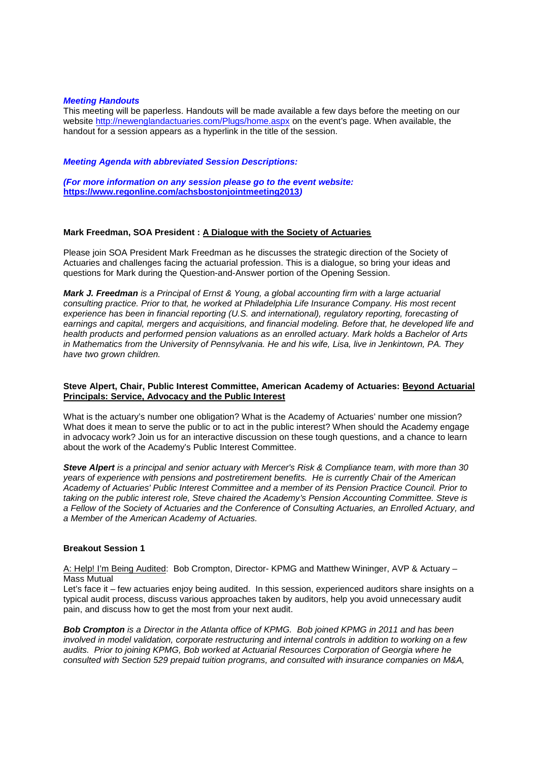***Meeting Handouts***

This meeting will be paperless. Handouts will be made available a few days before the meeting on our website http://newenglandactuaries.com/Plugs/home.aspx on the event's page. When available, the handout for a session appears as a hyperlink in the title of the session.

***Meeting Agenda with abbreviated Session Descriptions:***

***(For more information on any session please go to the event website: https://www.regonline.com/achsbostonjointmeeting2013)***

**Mark Freedman, SOA President : A Dialogue with the Society of Actuaries**

Please join SOA President Mark Freedman as he discusses the strategic direction of the Society of Actuaries and challenges facing the actuarial profession. This is a dialogue, so bring your ideas and questions for Mark during the Question-and-Answer portion of the Opening Session.

***Mark J. Freedman*** *is a Principal of Ernst & Young, a global accounting firm with a large actuarial consulting practice. Prior to that, he worked at Philadelphia Life Insurance Company. His most recent experience has been in financial reporting (U.S. and international), regulatory reporting, forecasting of earnings and capital, mergers and acquisitions, and financial modeling. Before that, he developed life and health products and performed pension valuations as an enrolled actuary. Mark holds a Bachelor of Arts in Mathematics from the University of Pennsylvania. He and his wife, Lisa, live in Jenkintown, PA. They have two grown children.*

**Steve Alpert, Chair, Public Interest Committee, American Academy of Actuaries: Beyond Actuarial Principals: Service, Advocacy and the Public Interest**

What is the actuary's number one obligation? What is the Academy of Actuaries' number one mission? What does it mean to serve the public or to act in the public interest? When should the Academy engage in advocacy work? Join us for an interactive discussion on these tough questions, and a chance to learn about the work of the Academy's Public Interest Committee.

***Steve Alpert*** *is a principal and senior actuary with Mercer's Risk & Compliance team, with more than 30 years of experience with pensions and postretirement benefits. He is currently Chair of the American Academy of Actuaries' Public Interest Committee and a member of its Pension Practice Council. Prior to taking on the public interest role, Steve chaired the Academy's Pension Accounting Committee. Steve is a Fellow of the Society of Actuaries and the Conference of Consulting Actuaries, an Enrolled Actuary, and a Member of the American Academy of Actuaries.*

**Breakout Session 1**

A: Help! I'm Being Audited: Bob Crompton, Director- KPMG and Matthew Wininger, AVP & Actuary – Mass Mutual

Let's face it – few actuaries enjoy being audited. In this session, experienced auditors share insights on a typical audit process, discuss various approaches taken by auditors, help you avoid unnecessary audit pain, and discuss how to get the most from your next audit.

***Bob Crompton*** *is a Director in the Atlanta office of KPMG. Bob joined KPMG in 2011 and has been involved in model validation, corporate restructuring and internal controls in addition to working on a few audits. Prior to joining KPMG, Bob worked at Actuarial Resources Corporation of Georgia where he consulted with Section 529 prepaid tuition programs, and consulted with insurance companies on M&A,*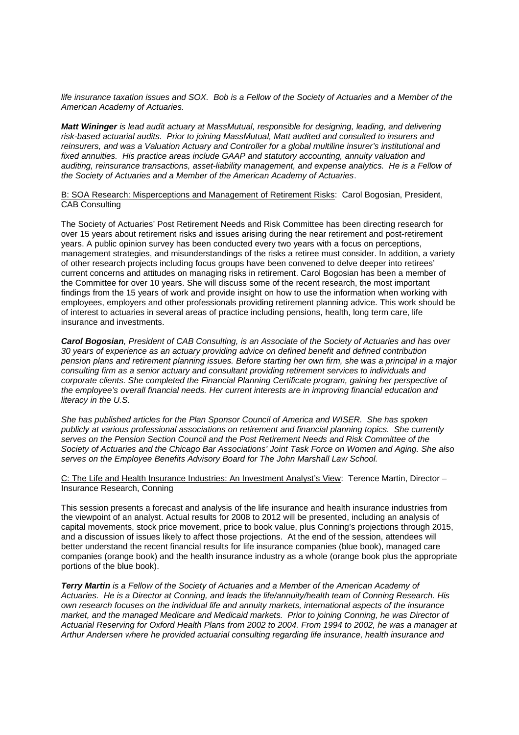*life insurance taxation issues and SOX. Bob is a Fellow of the Society of Actuaries and a Member of the American Academy of Actuaries.*

***Matt Wininger*** *is lead audit actuary at MassMutual, responsible for designing, leading, and delivering risk-based actuarial audits. Prior to joining MassMutual, Matt audited and consulted to insurers and reinsurers, and was a Valuation Actuary and Controller for a global multiline insurer's institutional and fixed annuities. His practice areas include GAAP and statutory accounting, annuity valuation and auditing, reinsurance transactions, asset-liability management, and expense analytics. He is a Fellow of the Society of Actuaries and a Member of the American Academy of Actuaries*.

<u>B: SOA Research: Misperceptions and Management of Retirement Risks</u>: Carol Bogosian, President, CAB Consulting

The Society of Actuaries' Post Retirement Needs and Risk Committee has been directing research for over 15 years about retirement risks and issues arising during the near retirement and post-retirement years. A public opinion survey has been conducted every two years with a focus on perceptions, management strategies, and misunderstandings of the risks a retiree must consider. In addition, a variety of other research projects including focus groups have been convened to delve deeper into retirees' current concerns and attitudes on managing risks in retirement. Carol Bogosian has been a member of the Committee for over 10 years. She will discuss some of the recent research, the most important findings from the 15 years of work and provide insight on how to use the information when working with employees, employers and other professionals providing retirement planning advice. This work should be of interest to actuaries in several areas of practice including pensions, health, long term care, life insurance and investments.

***Carol Bogosian****, President of CAB Consulting, is an Associate of the Society of Actuaries and has over 30 years of experience as an actuary providing advice on defined benefit and defined contribution pension plans and retirement planning issues. Before starting her own firm, she was a principal in a major consulting firm as a senior actuary and consultant providing retirement services to individuals and corporate clients. She completed the Financial Planning Certificate program, gaining her perspective of the employee's overall financial needs. Her current interests are in improving financial education and literacy in the U.S.*

*She has published articles for the Plan Sponsor Council of America and WISER. She has spoken publicly at various professional associations on retirement and financial planning topics. She currently serves on the Pension Section Council and the Post Retirement Needs and Risk Committee of the Society of Actuaries and the Chicago Bar Associations' Joint Task Force on Women and Aging. She also serves on the Employee Benefits Advisory Board for The John Marshall Law School.*

<u>C: The Life and Health Insurance Industries: An Investment Analyst's View</u>: Terence Martin, Director – Insurance Research, Conning

This session presents a forecast and analysis of the life insurance and health insurance industries from the viewpoint of an analyst. Actual results for 2008 to 2012 will be presented, including an analysis of capital movements, stock price movement, price to book value, plus Conning's projections through 2015, and a discussion of issues likely to affect those projections. At the end of the session, attendees will better understand the recent financial results for life insurance companies (blue book), managed care companies (orange book) and the health insurance industry as a whole (orange book plus the appropriate portions of the blue book).

***Terry Martin*** *is a Fellow of the Society of Actuaries and a Member of the American Academy of Actuaries. He is a Director at Conning, and leads the life/annuity/health team of Conning Research. His own research focuses on the individual life and annuity markets, international aspects of the insurance market, and the managed Medicare and Medicaid markets. Prior to joining Conning, he was Director of Actuarial Reserving for Oxford Health Plans from 2002 to 2004. From 1994 to 2002, he was a manager at Arthur Andersen where he provided actuarial consulting regarding life insurance, health insurance and*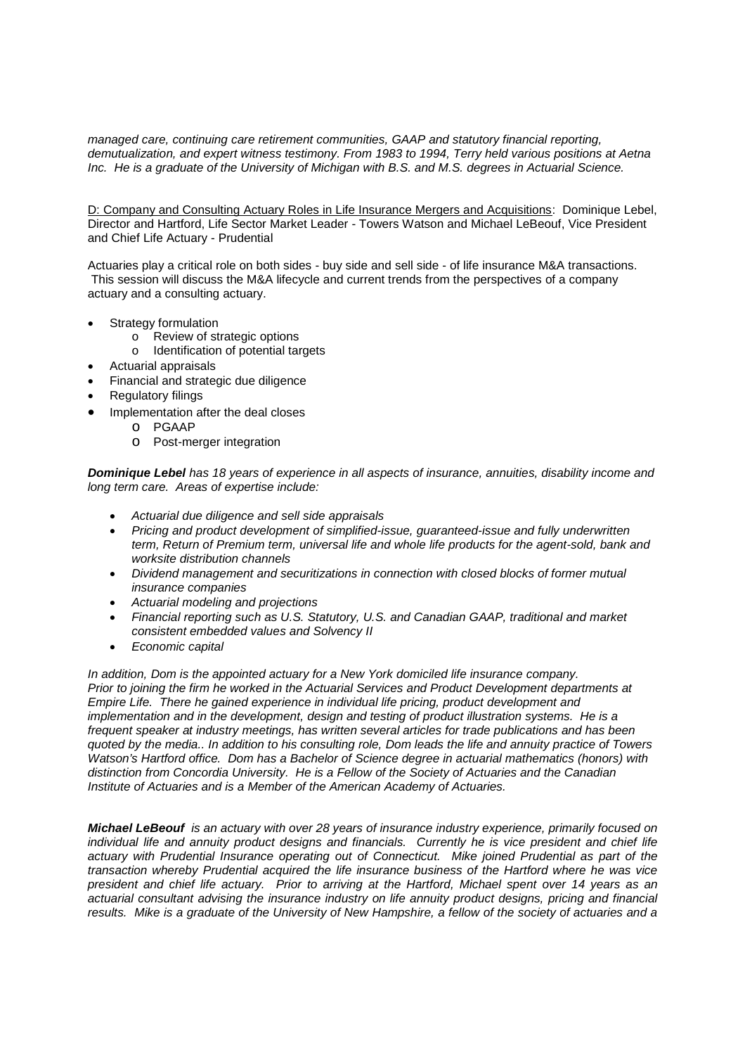*managed care, continuing care retirement communities, GAAP and statutory financial reporting, demutualization, and expert witness testimony. From 1983 to 1994, Terry held various positions at Aetna Inc. He is a graduate of the University of Michigan with B.S. and M.S. degrees in Actuarial Science.*

D: Company and Consulting Actuary Roles in Life Insurance Mergers and Acquisitions: Dominique Lebel, Director and Hartford, Life Sector Market Leader - Towers Watson and Michael LeBeouf, Vice President and Chief Life Actuary - Prudential

Actuaries play a critical role on both sides - buy side and sell side - of life insurance M&A transactions. This session will discuss the M&A lifecycle and current trends from the perspectives of a company actuary and a consulting actuary.

- Strategy formulation
  - Review of strategic options
  - Identification of potential targets
- Actuarial appraisals
- Financial and strategic due diligence
- Regulatory filings
- Implementation after the deal closes
  - PGAAP
  - Post-merger integration

***Dominique Lebel*** *has 18 years of experience in all aspects of insurance, annuities, disability income and long term care. Areas of expertise include:*

- *Actuarial due diligence and sell side appraisals*
- *Pricing and product development of simplified-issue, guaranteed-issue and fully underwritten term, Return of Premium term, universal life and whole life products for the agent-sold, bank and worksite distribution channels*
- *Dividend management and securitizations in connection with closed blocks of former mutual insurance companies*
- *Actuarial modeling and projections*
- *Financial reporting such as U.S. Statutory, U.S. and Canadian GAAP, traditional and market consistent embedded values and Solvency II*
- *Economic capital*

*In addition, Dom is the appointed actuary for a New York domiciled life insurance company. Prior to joining the firm he worked in the Actuarial Services and Product Development departments at Empire Life. There he gained experience in individual life pricing, product development and implementation and in the development, design and testing of product illustration systems. He is a frequent speaker at industry meetings, has written several articles for trade publications and has been quoted by the media.. In addition to his consulting role, Dom leads the life and annuity practice of Towers Watson's Hartford office. Dom has a Bachelor of Science degree in actuarial mathematics (honors) with distinction from Concordia University. He is a Fellow of the Society of Actuaries and the Canadian Institute of Actuaries and is a Member of the American Academy of Actuaries.*

***Michael LeBeouf*** *is an actuary with over 28 years of insurance industry experience, primarily focused on individual life and annuity product designs and financials. Currently he is vice president and chief life actuary with Prudential Insurance operating out of Connecticut. Mike joined Prudential as part of the transaction whereby Prudential acquired the life insurance business of the Hartford where he was vice president and chief life actuary. Prior to arriving at the Hartford, Michael spent over 14 years as an actuarial consultant advising the insurance industry on life annuity product designs, pricing and financial results. Mike is a graduate of the University of New Hampshire, a fellow of the society of actuaries and a*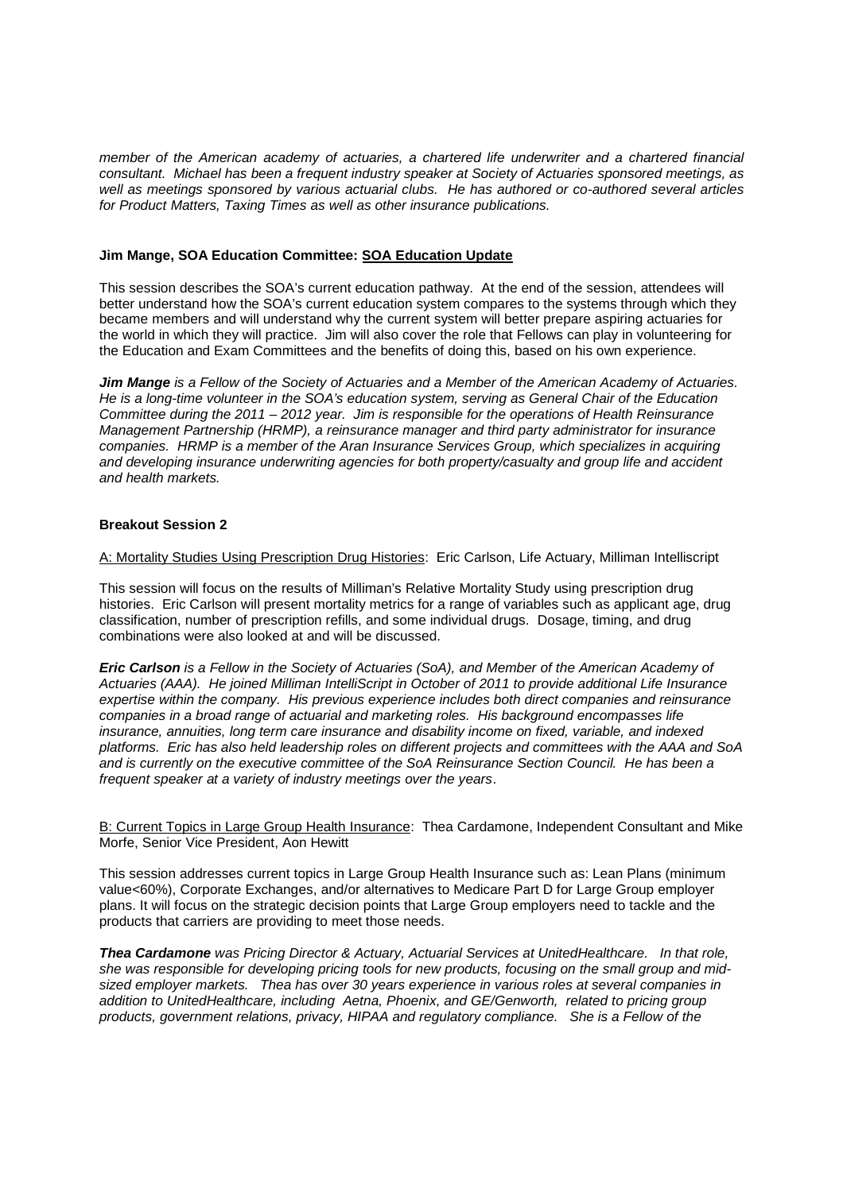*member of the American academy of actuaries, a chartered life underwriter and a chartered financial consultant. Michael has been a frequent industry speaker at Society of Actuaries sponsored meetings, as well as meetings sponsored by various actuarial clubs. He has authored or co-authored several articles for Product Matters, Taxing Times as well as other insurance publications.*

**Jim Mange, SOA Education Committee: SOA Education Update**

This session describes the SOA's current education pathway. At the end of the session, attendees will better understand how the SOA's current education system compares to the systems through which they became members and will understand why the current system will better prepare aspiring actuaries for the world in which they will practice. Jim will also cover the role that Fellows can play in volunteering for the Education and Exam Committees and the benefits of doing this, based on his own experience.

***Jim Mange*** *is a Fellow of the Society of Actuaries and a Member of the American Academy of Actuaries. He is a long-time volunteer in the SOA's education system, serving as General Chair of the Education Committee during the 2011 – 2012 year. Jim is responsible for the operations of Health Reinsurance Management Partnership (HRMP), a reinsurance manager and third party administrator for insurance companies. HRMP is a member of the Aran Insurance Services Group, which specializes in acquiring and developing insurance underwriting agencies for both property/casualty and group life and accident and health markets.*

**Breakout Session 2**

A: Mortality Studies Using Prescription Drug Histories: Eric Carlson, Life Actuary, Milliman Intelliscript

This session will focus on the results of Milliman's Relative Mortality Study using prescription drug histories. Eric Carlson will present mortality metrics for a range of variables such as applicant age, drug classification, number of prescription refills, and some individual drugs. Dosage, timing, and drug combinations were also looked at and will be discussed.

***Eric Carlson*** *is a Fellow in the Society of Actuaries (SoA), and Member of the American Academy of Actuaries (AAA). He joined Milliman IntelliScript in October of 2011 to provide additional Life Insurance expertise within the company. His previous experience includes both direct companies and reinsurance companies in a broad range of actuarial and marketing roles. His background encompasses life insurance, annuities, long term care insurance and disability income on fixed, variable, and indexed platforms. Eric has also held leadership roles on different projects and committees with the AAA and SoA and is currently on the executive committee of the SoA Reinsurance Section Council. He has been a frequent speaker at a variety of industry meetings over the years*.

B: Current Topics in Large Group Health Insurance: Thea Cardamone, Independent Consultant and Mike Morfe, Senior Vice President, Aon Hewitt

This session addresses current topics in Large Group Health Insurance such as: Lean Plans (minimum value<60%), Corporate Exchanges, and/or alternatives to Medicare Part D for Large Group employer plans. It will focus on the strategic decision points that Large Group employers need to tackle and the products that carriers are providing to meet those needs.

***Thea Cardamone*** *was Pricing Director & Actuary, Actuarial Services at UnitedHealthcare. In that role, she was responsible for developing pricing tools for new products, focusing on the small group and mid-sized employer markets. Thea has over 30 years experience in various roles at several companies in addition to UnitedHealthcare, including Aetna, Phoenix, and GE/Genworth, related to pricing group products, government relations, privacy, HIPAA and regulatory compliance. She is a Fellow of the*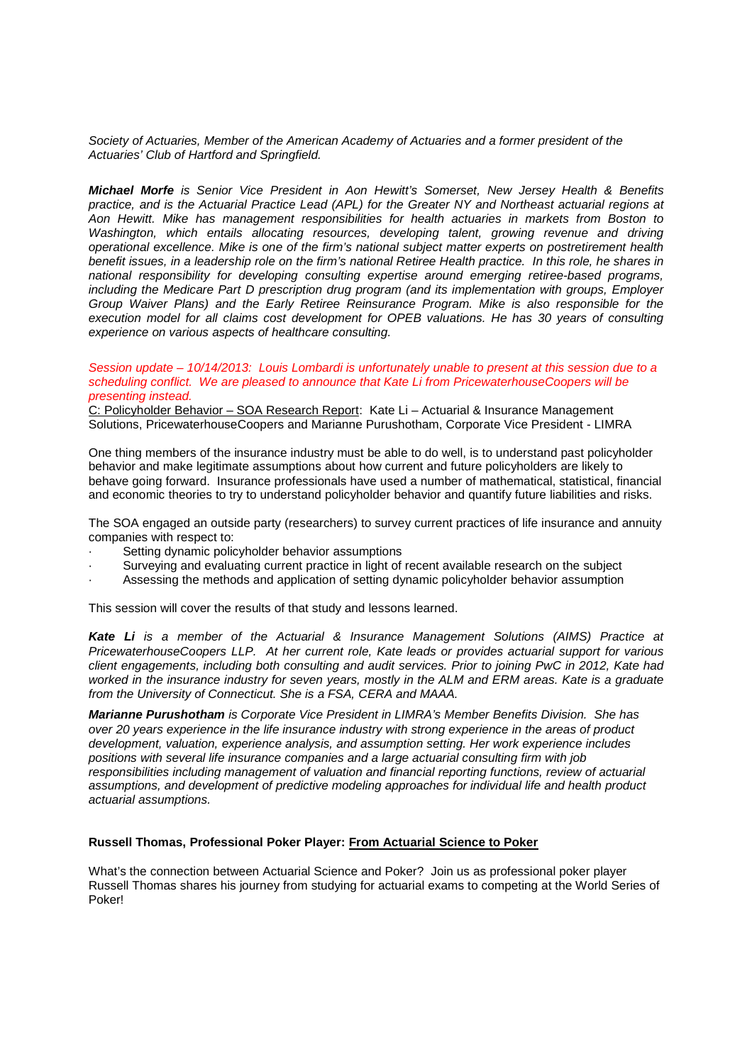*Society of Actuaries, Member of the American Academy of Actuaries and a former president of the Actuaries' Club of Hartford and Springfield.*

***Michael Morfe** is Senior Vice President in Aon Hewitt's Somerset, New Jersey Health & Benefits practice, and is the Actuarial Practice Lead (APL) for the Greater NY and Northeast actuarial regions at Aon Hewitt. Mike has management responsibilities for health actuaries in markets from Boston to Washington, which entails allocating resources, developing talent, growing revenue and driving operational excellence. Mike is one of the firm's national subject matter experts on postretirement health benefit issues, in a leadership role on the firm's national Retiree Health practice. In this role, he shares in national responsibility for developing consulting expertise around emerging retiree-based programs, including the Medicare Part D prescription drug program (and its implementation with groups, Employer Group Waiver Plans) and the Early Retiree Reinsurance Program. Mike is also responsible for the execution model for all claims cost development for OPEB valuations. He has 30 years of consulting experience on various aspects of healthcare consulting.*

*Session update – 10/14/2013: Louis Lombardi is unfortunately unable to present at this session due to a scheduling conflict. We are pleased to announce that Kate Li from PricewaterhouseCoopers will be presenting instead.*

C: Policyholder Behavior – SOA Research Report: Kate Li – Actuarial & Insurance Management Solutions, PricewaterhouseCoopers and Marianne Purushotham, Corporate Vice President - LIMRA

One thing members of the insurance industry must be able to do well, is to understand past policyholder behavior and make legitimate assumptions about how current and future policyholders are likely to behave going forward. Insurance professionals have used a number of mathematical, statistical, financial and economic theories to try to understand policyholder behavior and quantify future liabilities and risks.

The SOA engaged an outside party (researchers) to survey current practices of life insurance and annuity companies with respect to:

- Setting dynamic policyholder behavior assumptions
- Surveying and evaluating current practice in light of recent available research on the subject
- Assessing the methods and application of setting dynamic policyholder behavior assumption

This session will cover the results of that study and lessons learned.

***Kate Li** is a member of the Actuarial & Insurance Management Solutions (AIMS) Practice at PricewaterhouseCoopers LLP. At her current role, Kate leads or provides actuarial support for various client engagements, including both consulting and audit services. Prior to joining PwC in 2012, Kate had worked in the insurance industry for seven years, mostly in the ALM and ERM areas. Kate is a graduate from the University of Connecticut. She is a FSA, CERA and MAAA.*

***Marianne Purushotham** is Corporate Vice President in LIMRA's Member Benefits Division. She has over 20 years experience in the life insurance industry with strong experience in the areas of product development, valuation, experience analysis, and assumption setting. Her work experience includes positions with several life insurance companies and a large actuarial consulting firm with job responsibilities including management of valuation and financial reporting functions, review of actuarial assumptions, and development of predictive modeling approaches for individual life and health product actuarial assumptions.*

**Russell Thomas, Professional Poker Player: From Actuarial Science to Poker**

What's the connection between Actuarial Science and Poker? Join us as professional poker player Russell Thomas shares his journey from studying for actuarial exams to competing at the World Series of Poker!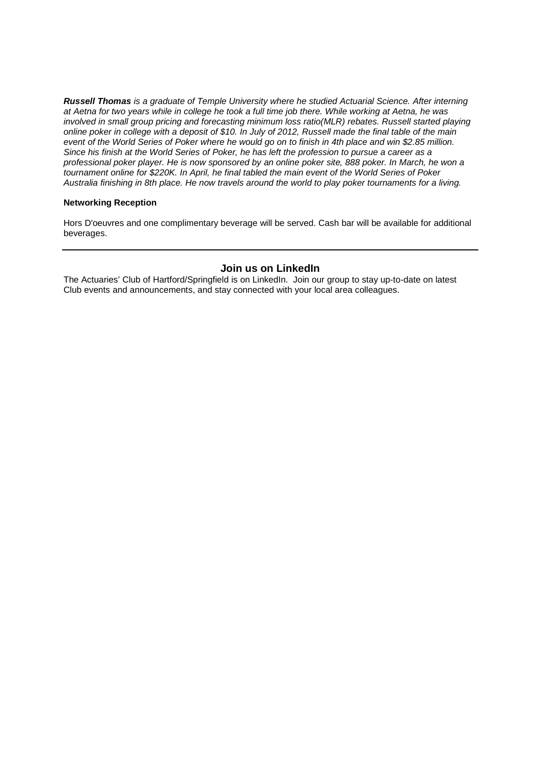***Russell Thomas*** *is a graduate of Temple University where he studied Actuarial Science. After interning at Aetna for two years while in college he took a full time job there. While working at Aetna, he was involved in small group pricing and forecasting minimum loss ratio(MLR) rebates. Russell started playing online poker in college with a deposit of $10. In July of 2012, Russell made the final table of the main event of the World Series of Poker where he would go on to finish in 4th place and win $2.85 million. Since his finish at the World Series of Poker, he has left the profession to pursue a career as a professional poker player. He is now sponsored by an online poker site, 888 poker. In March, he won a tournament online for $220K. In April, he final tabled the main event of the World Series of Poker Australia finishing in 8th place. He now travels around the world to play poker tournaments for a living.*

**Networking Reception**

Hors D'oeuvres and one complimentary beverage will be served. Cash bar will be available for additional beverages.

---

## Join us on LinkedIn

The Actuaries' Club of Hartford/Springfield is on LinkedIn. Join our group to stay up-to-date on latest Club events and announcements, and stay connected with your local area colleagues.